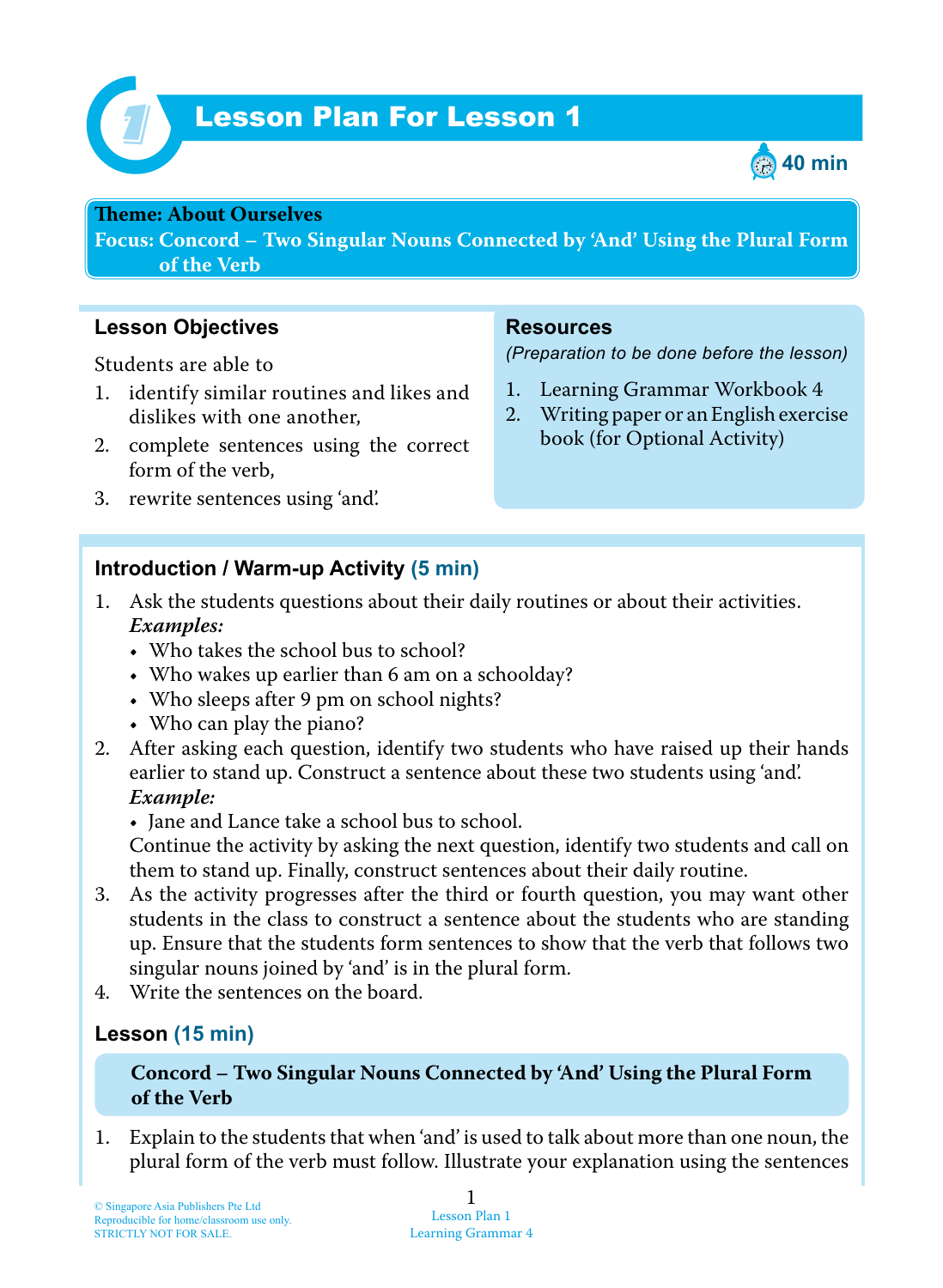# Lesson Plan For Lesson 1

40 min

**Theme: About Ourselves**
**Focus: Concord – Two Singular Nouns Connected by 'And' Using the Plural Form of the Verb**

## Lesson Objectives

Students are able to

1. identify similar routines and likes and dislikes with one another,
2. complete sentences using the correct form of the verb,
3. rewrite sentences using 'and'.

## Resources

*(Preparation to be done before the lesson)*

1. Learning Grammar Workbook 4
2. Writing paper or an English exercise book (for Optional Activity)

## Introduction / Warm-up Activity (5 min)

1. Ask the students questions about their daily routines or about their activities.
   ***Examples:***
   - Who takes the school bus to school?
   - Who wakes up earlier than 6 am on a schoolday?
   - Who sleeps after 9 pm on school nights?
   - Who can play the piano?
2. After asking each question, identify two students who have raised up their hands earlier to stand up. Construct a sentence about these two students using 'and'.
   ***Example:***
   - Jane and Lance take a school bus to school.

   Continue the activity by asking the next question, identify two students and call on them to stand up. Finally, construct sentences about their daily routine.
3. As the activity progresses after the third or fourth question, you may want other students in the class to construct a sentence about the students who are standing up. Ensure that the students form sentences to show that the verb that follows two singular nouns joined by 'and' is in the plural form.
4. Write the sentences on the board.

## Lesson (15 min)

**Concord – Two Singular Nouns Connected by 'And' Using the Plural Form of the Verb**

1. Explain to the students that when 'and' is used to talk about more than one noun, the plural form of the verb must follow. Illustrate your explanation using the sentences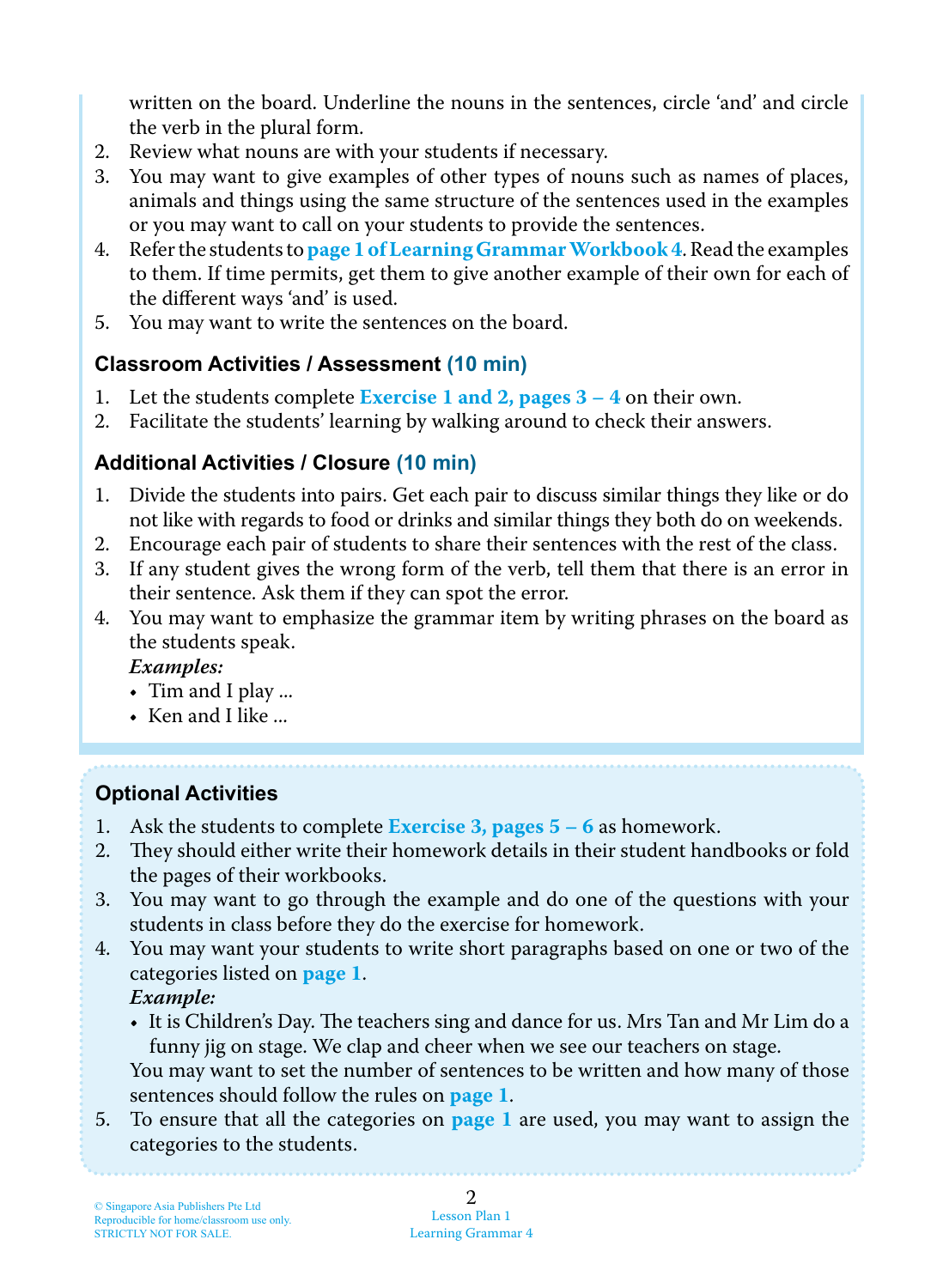written on the board. Underline the nouns in the sentences, circle 'and' and circle the verb in the plural form.
2. Review what nouns are with your students if necessary.
3. You may want to give examples of other types of nouns such as names of places, animals and things using the same structure of the sentences used in the examples or you may want to call on your students to provide the sentences.
4. Refer the students to **page 1 of Learning Grammar Workbook 4**. Read the examples to them. If time permits, get them to give another example of their own for each of the different ways 'and' is used.
5. You may want to write the sentences on the board.

### Classroom Activities / Assessment (10 min)

1. Let the students complete **Exercise 1 and 2, pages 3 – 4** on their own.
2. Facilitate the students' learning by walking around to check their answers.

### Additional Activities / Closure (10 min)

1. Divide the students into pairs. Get each pair to discuss similar things they like or do not like with regards to food or drinks and similar things they both do on weekends.
2. Encourage each pair of students to share their sentences with the rest of the class.
3. If any student gives the wrong form of the verb, tell them that there is an error in their sentence. Ask them if they can spot the error.
4. You may want to emphasize the grammar item by writing phrases on the board as the students speak.

   ***Examples:***
   - Tim and I play ...
   - Ken and I like ...

### Optional Activities

1. Ask the students to complete **Exercise 3, pages 5 – 6** as homework.
2. They should either write their homework details in their student handbooks or fold the pages of their workbooks.
3. You may want to go through the example and do one of the questions with your students in class before they do the exercise for homework.
4. You may want your students to write short paragraphs based on one or two of the categories listed on **page 1**.

   ***Example:***
   - It is Children's Day. The teachers sing and dance for us. Mrs Tan and Mr Lim do a funny jig on stage. We clap and cheer when we see our teachers on stage.

   You may want to set the number of sentences to be written and how many of those sentences should follow the rules on **page 1**.
5. To ensure that all the categories on **page 1** are used, you may want to assign the categories to the students.

© Singapore Asia Publishers Pte Ltd
Reproducible for home/classroom use only.
STRICTLY NOT FOR SALE.